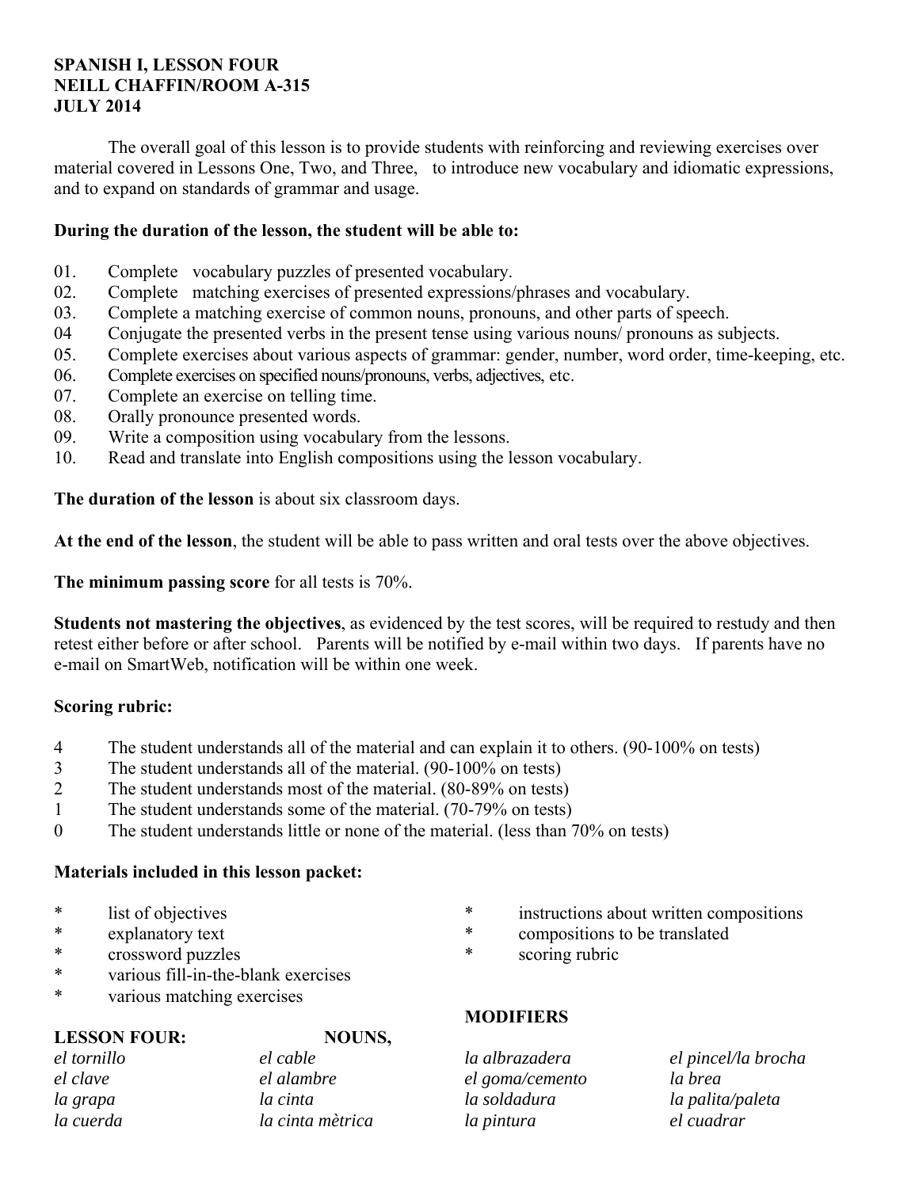**SPANISH I, LESSON FOUR**
**NEILL CHAFFIN/ROOM A-315**
**JULY 2014**

The overall goal of this lesson is to provide students with reinforcing and reviewing exercises over material covered in Lessons One, Two, and Three, to introduce new vocabulary and idiomatic expressions, and to expand on standards of grammar and usage.

**During the duration of the lesson, the student will be able to:**

01. Complete vocabulary puzzles of presented vocabulary.
02. Complete matching exercises of presented expressions/phrases and vocabulary.
03. Complete a matching exercise of common nouns, pronouns, and other parts of speech.
04 Conjugate the presented verbs in the present tense using various nouns/ pronouns as subjects.
05. Complete exercises about various aspects of grammar: gender, number, word order, time-keeping, etc.
06. Complete exercises on specified nouns/pronouns, verbs, adjectives, etc.
07. Complete an exercise on telling time.
08. Orally pronounce presented words.
09. Write a composition using vocabulary from the lessons.
10. Read and translate into English compositions using the lesson vocabulary.

**The duration of the lesson** is about six classroom days.

**At the end of the lesson**, the student will be able to pass written and oral tests over the above objectives.

**The minimum passing score** for all tests is 70%.

**Students not mastering the objectives**, as evidenced by the test scores, will be required to restudy and then retest either before or after school. Parents will be notified by e-mail within two days. If parents have no e-mail on SmartWeb, notification will be within one week.

**Scoring rubric:**

4 The student understands all of the material and can explain it to others. (90-100% on tests)
3 The student understands all of the material. (90-100% on tests)
2 The student understands most of the material. (80-89% on tests)
1 The student understands some of the material. (70-79% on tests)
0 The student understands little or none of the material. (less than 70% on tests)

**Materials included in this lesson packet:**

* list of objectives
* explanatory text
* crossword puzzles
* various fill-in-the-blank exercises
* various matching exercises
* instructions about written compositions
* compositions to be translated
* scoring rubric

**LESSON FOUR: NOUNS, MODIFIERS**

| | | | |
|---|---|---|---|
| *el tornillo* | *el cable* | *la albrazadera* | *el pincel/la brocha* |
| *el clave* | *el alambre* | *el goma/cemento* | *la brea* |
| *la grapa* | *la cinta* | *la soldadura* | *la palita/paleta* |
| *la cuerda* | *la cinta mètrica* | *la pintura* | *el cuadrar* |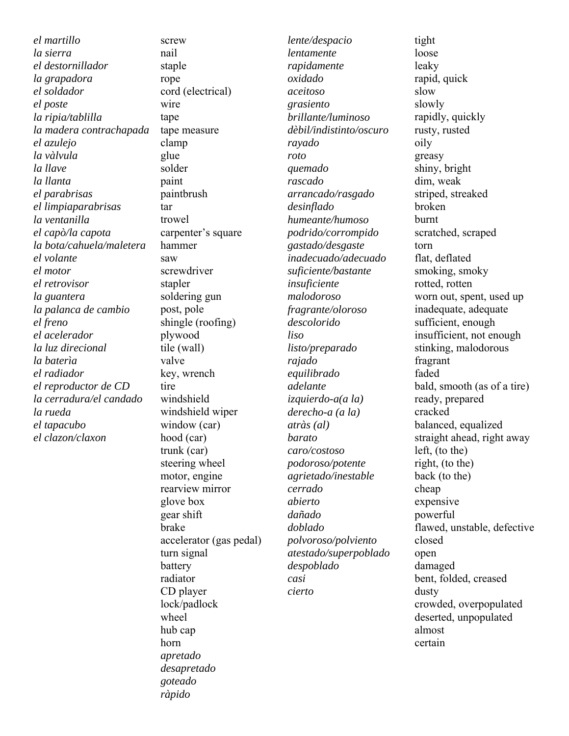*el martillo*
*la sierra*
*el destornillador*
*la grapadora*
*el soldador*
*el poste*
*la ripia/tablilla*
*la madera contrachapada*
*el azulejo*
*la vàlvula*
*la llave*
*la llanta*
*el parabrisas*
*el limpiaparabrisas*
*la ventanilla*
*el capò/la capota*
*la bota/cahuela/maletera*
*el volante*
*el motor*
*el retrovisor*
*la guantera*
*la palanca de cambio*
*el freno*
*el acelerador*
*la luz direcional*
*la baterìa*
*el radiador*
*el reproductor de CD*
*la cerradura/el candado*
*la rueda*
*el tapacubo*
*el clazon/claxon*

screw
nail
staple
rope
cord (electrical)
wire
tape
tape measure
clamp
glue
solder
paint
paintbrush
tar
trowel
carpenter's square
hammer
saw
screwdriver
stapler
soldering gun
post, pole
shingle (roofing)
plywood
tile (wall)
valve
key, wrench
tire
windshield
windshield wiper
window (car)
hood (car)
trunk (car)
steering wheel
motor, engine
rearview mirror
glove box
gear shift
brake
accelerator (gas pedal)
turn signal
battery
radiator
CD player
lock/padlock
wheel
hub cap
horn
*apretado*
*desapretado*
*goteado*
*ràpido*

*lente/despacio*
*lentamente*
*rapidamente*
*oxidado*
*aceitoso*
*grasiento*
*brillante/luminoso*
*dèbil/indistinto/oscuro*
*rayado*
*roto*
*quemado*
*rascado*
*arrancado/rasgado*
*desinflado*
*humeante/humoso*
*podrido/corrompido*
*gastado/desgaste*
*inadecuado/adecuado*
*suficiente/bastante*
*insuficiente*
*malodoroso*
*fragrante/oloroso*
*descolorido*
*liso*
*listo/preparado*
*rajado*
*equilibrado*
*adelante*
*izquierdo-a(a la)*
*derecho-a (a la)*
*atràs (al)*
*barato*
*caro/costoso*
*podoroso/potente*
*agrietado/inestable*
*cerrado*
*abierto*
*dañado*
*doblado*
*polvoroso/polviento*
*atestado/superpoblado*
*despoblado*
*casi*
*cierto*

tight
loose
leaky
rapid, quick
slow
slowly
rapidly, quickly
rusty, rusted
oily
greasy
shiny, bright
dim, weak
striped, streaked
broken
burnt
scratched, scraped
torn
flat, deflated
smoking, smoky
rotted, rotten
worn out, spent, used up
inadequate, adequate
sufficient, enough
insufficient, not enough
stinking, malodorous
fragrant
faded
bald, smooth (as of a tire)
ready, prepared
cracked
balanced, equalized
straight ahead, right away
left, (to the)
right, (to the)
back (to the)
cheap
expensive
powerful
flawed, unstable, defective
closed
open
damaged
bent, folded, creased
dusty
crowded, overpopulated
deserted, unpopulated
almost
certain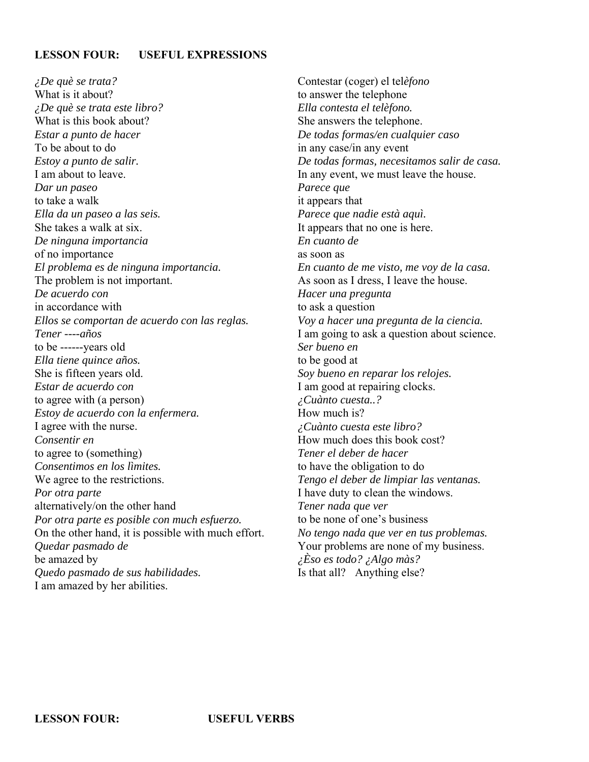## LESSON FOUR: USEFUL EXPRESSIONS

*¿De què se trata?*
What is it about?
*¿De què se trata este libro?*
What is this book about?
*Estar a punto de hacer*
To be about to do
*Estoy a punto de salir.*
I am about to leave.
*Dar un paseo*
to take a walk
*Ella da un paseo a las seis.*
She takes a walk at six.
*De ninguna importancia*
of no importance
*El problema es de ninguna importancia.*
The problem is not important.
*De acuerdo con*
in accordance with
*Ellos se comportan de acuerdo con las reglas.*
*Tener ----años*
to be ------years old
*Ella tiene quince años.*
She is fifteen years old.
*Estar de acuerdo con*
to agree with (a person)
*Estoy de acuerdo con la enfermera.*
I agree with the nurse.
*Consentir en*
to agree to (something)
*Consentimos en los lìmites.*
We agree to the restrictions.
*Por otra parte*
alternatively/on the other hand
*Por otra parte es posible con much esfuerzo.*
On the other hand, it is possible with much effort.
*Quedar pasmado de*
be amazed by
*Quedo pasmado de sus habilidades.*
I am amazed by her abilities.

Contestar (coger) el tel*èfono*
to answer the telephone
*Ella contesta el telèfono.*
She answers the telephone.
*De todas formas/en cualquier caso*
in any case/in any event
*De todas formas, necesitamos salir de casa.*
In any event, we must leave the house.
*Parece que*
it appears that
*Parece que nadie està aquì.*
It appears that no one is here.
*En cuanto de*
as soon as
*En cuanto de me visto, me voy de la casa.*
As soon as I dress, I leave the house.
*Hacer una pregunta*
to ask a question
*Voy a hacer una pregunta de la ciencia.*
I am going to ask a question about science.
*Ser bueno en*
to be good at
*Soy bueno en reparar los relojes.*
I am good at repairing clocks.
*¿Cuànto cuesta..?*
How much is?
*¿Cuànto cuesta este libro?*
How much does this book cost?
*Tener el deber de hacer*
to have the obligation to do
*Tengo el deber de limpiar las ventanas.*
I have duty to clean the windows.
*Tener nada que ver*
to be none of one's business
*No tengo nada que ver en tus problemas.*
Your problems are none of my business.
*¿Èso es todo? ¿Algo màs?*
Is that all? Anything else?

## LESSON FOUR: USEFUL VERBS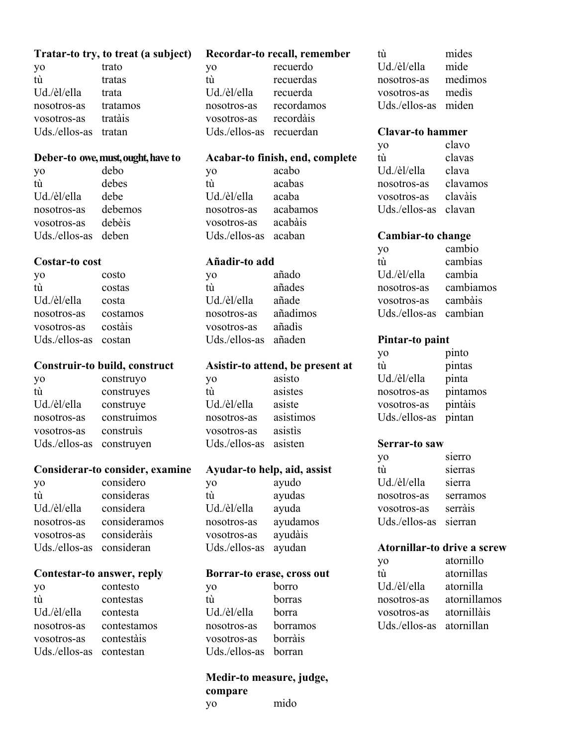**Tratar-to try, to treat (a subject)**

| | |
|---|---|
| yo | trato |
| tù | tratas |
| Ud./èl/ella | trata |
| nosotros-as | tratamos |
| vosotros-as | tratàis |
| Uds./ellos-as | tratan |

**Deber-to owe, must, ought, have to**

| | |
|---|---|
| yo | debo |
| tù | debes |
| Ud./èl/ella | debe |
| nosotros-as | debemos |
| vosotros-as | debèis |
| Uds./ellos-as | deben |

**Costar-to cost**

| | |
|---|---|
| yo | costo |
| tù | costas |
| Ud./èl/ella | costa |
| nosotros-as | costamos |
| vosotros-as | costàis |
| Uds./ellos-as | costan |

**Construir-to build, construct**

| | |
|---|---|
| yo | construyo |
| tù | construyes |
| Ud./èl/ella | construye |
| nosotros-as | construimos |
| vosotros-as | construìs |
| Uds./ellos-as | construyen |

**Considerar-to consider, examine**

| | |
|---|---|
| yo | considero |
| tù | consideras |
| Ud./èl/ella | considera |
| nosotros-as | consideramos |
| vosotros-as | consideràis |
| Uds./ellos-as | consideran |

**Contestar-to answer, reply**

| | |
|---|---|
| yo | contesto |
| tù | contestas |
| Ud./èl/ella | contesta |
| nosotros-as | contestamos |
| vosotros-as | contestàis |
| Uds./ellos-as | contestan |

**Recordar-to recall, remember**

| | |
|---|---|
| yo | recuerdo |
| tù | recuerdas |
| Ud./èl/ella | recuerda |
| nosotros-as | recordamos |
| vosotros-as | recordàis |
| Uds./ellos-as | recuerdan |

**Acabar-to finish, end, complete**

| | |
|---|---|
| yo | acabo |
| tù | acabas |
| Ud./èl/ella | acaba |
| nosotros-as | acabamos |
| vosotros-as | acabàis |
| Uds./ellos-as | acaban |

**Añadir-to add**

| | |
|---|---|
| yo | añado |
| tù | añades |
| Ud./èl/ella | añade |
| nosotros-as | añadimos |
| vosotros-as | añadìs |
| Uds./ellos-as | añaden |

**Asistir-to attend, be present at**

| | |
|---|---|
| yo | asisto |
| tù | asistes |
| Ud./èl/ella | asiste |
| nosotros-as | asistimos |
| vosotros-as | asistìs |
| Uds./ellos-as | asisten |

**Ayudar-to help, aid, assist**

| | |
|---|---|
| yo | ayudo |
| tù | ayudas |
| Ud./èl/ella | ayuda |
| nosotros-as | ayudamos |
| vosotros-as | ayudàis |
| Uds./ellos-as | ayudan |

**Borrar-to erase, cross out**

| | |
|---|---|
| yo | borro |
| tù | borras |
| Ud./èl/ella | borra |
| nosotros-as | borramos |
| vosotros-as | borràis |
| Uds./ellos-as | borran |

**Medir-to measure, judge, compare**

| | |
|---|---|
| yo | mido |
| tù | mides |
| Ud./èl/ella | mide |
| nosotros-as | medimos |
| vosotros-as | medìs |
| Uds./ellos-as | miden |

**Clavar-to hammer**

| | |
|---|---|
| yo | clavo |
| tù | clavas |
| Ud./èl/ella | clava |
| nosotros-as | clavamos |
| vosotros-as | clavàis |
| Uds./ellos-as | clavan |

**Cambiar-to change**

| | |
|---|---|
| yo | cambio |
| tù | cambias |
| Ud./èl/ella | cambia |
| nosotros-as | cambiamos |
| vosotros-as | cambàis |
| Uds./ellos-as | cambian |

**Pintar-to paint**

| | |
|---|---|
| yo | pinto |
| tù | pintas |
| Ud./èl/ella | pinta |
| nosotros-as | pintamos |
| vosotros-as | pintàis |
| Uds./ellos-as | pintan |

**Serrar-to saw**

| | |
|---|---|
| yo | sierro |
| tù | sierras |
| Ud./èl/ella | sierra |
| nosotros-as | serramos |
| vosotros-as | serràis |
| Uds./ellos-as | sierran |

**Atornillar-to drive a screw**

| | |
|---|---|
| yo | atornillo |
| tù | atornillas |
| Ud./èl/ella | atornilla |
| nosotros-as | atornillamos |
| vosotros-as | atornillàis |
| Uds./ellos-as | atornillan |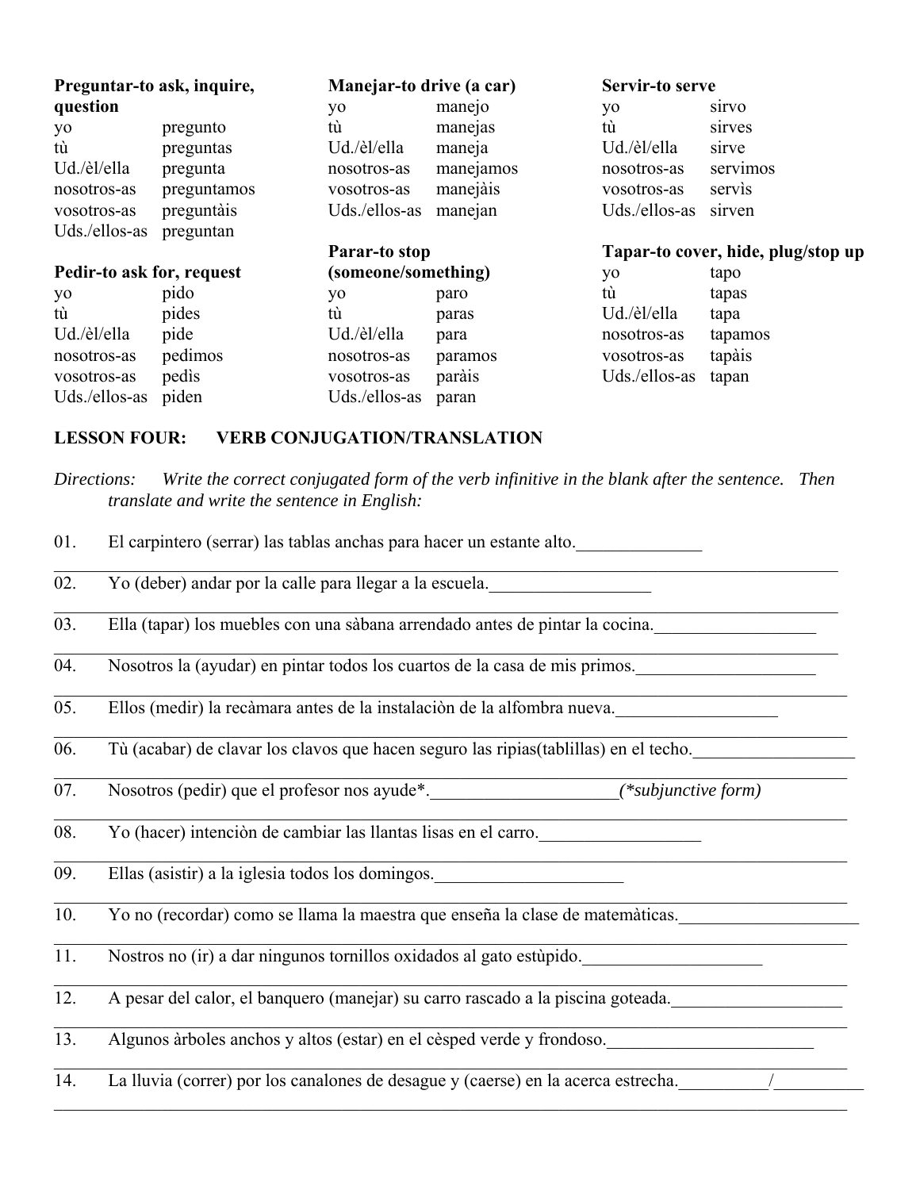**Preguntar-to ask, inquire, question**

| | |
|---|---|
| yo | pregunto |
| tù | preguntas |
| Ud./èl/ella | pregunta |
| nosotros-as | preguntamos |
| vosotros-as | preguntàis |
| Uds./ellos-as | preguntan |

**Pedir-to ask for, request**

| | |
|---|---|
| yo | pido |
| tù | pides |
| Ud./èl/ella | pide |
| nosotros-as | pedimos |
| vosotros-as | pedìs |
| Uds./ellos-as | piden |

**Manejar-to drive (a car)**

| | |
|---|---|
| yo | manejo |
| tù | manejas |
| Ud./èl/ella | maneja |
| nosotros-as | manejamos |
| vosotros-as | manejàis |
| Uds./ellos-as | manejan |

**Parar-to stop (someone/something)**

| | |
|---|---|
| yo | paro |
| tù | paras |
| Ud./èl/ella | para |
| nosotros-as | paramos |
| vosotros-as | paràis |
| Uds./ellos-as | paran |

**Servir-to serve**

| | |
|---|---|
| yo | sirvo |
| tù | sirves |
| Ud./èl/ella | sirve |
| nosotros-as | servimos |
| vosotros-as | servìs |
| Uds./ellos-as | sirven |

**Tapar-to cover, hide, plug/stop up**

| | |
|---|---|
| yo | tapo |
| tù | tapas |
| Ud./èl/ella | tapa |
| nosotros-as | tapamos |
| vosotros-as | tapàis |
| Uds./ellos-as | tapan |

## LESSON FOUR: VERB CONJUGATION/TRANSLATION

*Directions: Write the correct conjugated form of the verb infinitive in the blank after the sentence. Then translate and write the sentence in English:*

01. El carpintero (serrar) las tablas anchas para hacer un estante alto.______________
______________________________________________________________________________
02. Yo (deber) andar por la calle para llegar a la escuela.__________________
______________________________________________________________________________
03. Ella (tapar) los muebles con una sàbana arrendado antes de pintar la cocina.__________________
______________________________________________________________________________
04. Nosotros la (ayudar) en pintar todos los cuartos de la casa de mis primos.____________________
______________________________________________________________________________
05. Ellos (medir) la recàmara antes de la instalaciòn de la alfombra nueva.__________________
______________________________________________________________________________
06. Tù (acabar) de clavar los clavos que hacen seguro las ripias(tablillas) en el techo.__________________
______________________________________________________________________________
07. Nosotros (pedir) que el profesor nos ayude*._____________________*(\*subjunctive form)*
______________________________________________________________________________
08. Yo (hacer) intenciòn de cambiar las llantas lisas en el carro.__________________
______________________________________________________________________________
09. Ellas (asistir) a la iglesia todos los domingos._____________________
______________________________________________________________________________
10. Yo no (recordar) como se llama la maestra que enseña la clase de matemàticas.____________________
______________________________________________________________________________
11. Nostros no (ir) a dar ningunos tornillos oxidados al gato estùpido.____________________
______________________________________________________________________________
12. A pesar del calor, el banquero (manejar) su carro rascado a la piscina goteada.___________________
______________________________________________________________________________
13. Algunos àrboles anchos y altos (estar) en el cèsped verde y frondoso._______________________
______________________________________________________________________________
14. La lluvia (correr) por los canalones de desague y (caerse) en la acerca estrecha.__________/__________
______________________________________________________________________________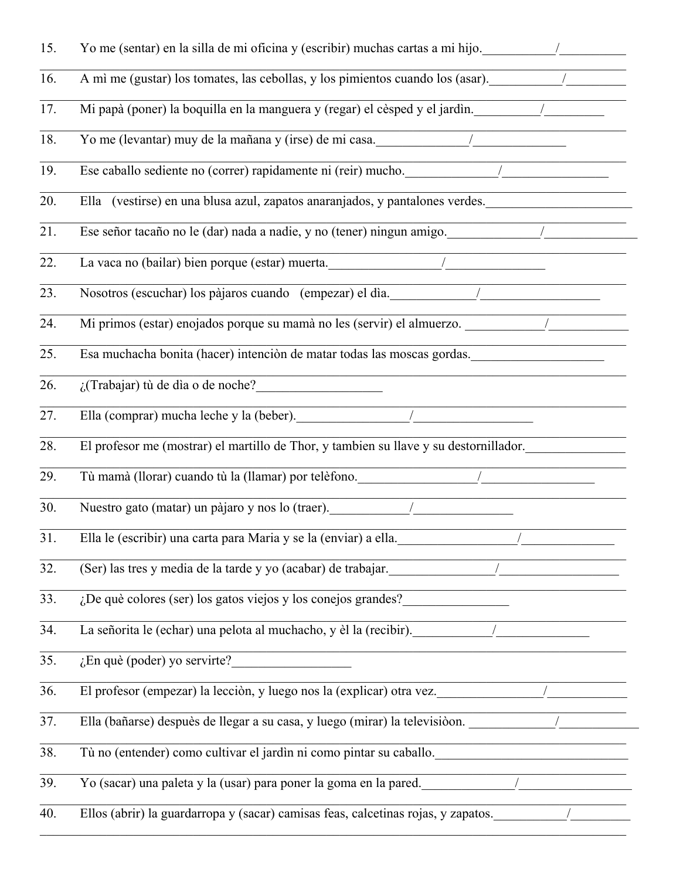15. Yo me (sentar) en la silla de mi oficina y (escribir) muchas cartas a mi hijo.___________/__________

16. A mì me (gustar) los tomates, las cebollas, y los pimientos cuando los (asar).___________/_________

17. Mi papà (poner) la boquilla en la manguera y (regar) el cèsped y el jardìn.__________/_________

18. Yo me (levantar) muy de la mañana y (irse) de mi casa.______________/______________

19. Ese caballo sediente no (correr) rapidamente ni (reir) mucho.______________/________________

20. Ella (vestirse) en una blusa azul, zapatos anaranjados, y pantalones verdes.______________________

21. Ese señor tacaño no le (dar) nada a nadie, y no (tener) ningun amigo.______________/______________

22. La vaca no (bailar) bien porque (estar) muerta._________________/_______________

23. Nosotros (escuchar) los pàjaros cuando (empezar) el dìa._____________/___________________

24. Mi primos (estar) enojados porque su mamà no les (servir) el almuerzo. ____________/____________

25. Esa muchacha bonita (hacer) intenciòn de matar todas las moscas gordas.____________________

26. ¿(Trabajar) tù de dìa o de noche?___________________

27. Ella (comprar) mucha leche y la (beber)._________________/__________________

28. El profesor me (mostrar) el martillo de Thor, y tambien su llave y su destornillador._______________

29. Tù mamà (llorar) cuando tù la (llamar) por telèfono._________________/_________________

30. Nuestro gato (matar) un pàjaro y nos lo (traer).____________/_______________

31. Ella le (escribir) una carta para Maria y se la (enviar) a ella.__________________/______________

32. (Ser) las tres y media de la tarde y yo (acabar) de trabajar.________________/__________________

33. ¿De què colores (ser) los gatos viejos y los conejos grandes?________________

34. La señorita le (echar) una pelota al muchacho, y èl la (recibir).____________/______________

35. ¿En què (poder) yo servirte?__________________

36. El profesor (empezar) la lecciòn, y luego nos la (explicar) otra vez.________________/____________

37. Ella (bañarse) despuès de llegar a su casa, y luego (mirar) la televisiòon. ____________/____________

38. Tù no (entender) como cultivar el jardìn ni como pintar su caballo._____________________________

39. Yo (sacar) una paleta y la (usar) para poner la goma en la pared.______________/_________________

40. Ellos (abrir) la guardarropa y (sacar) camisas feas, calcetinas rojas, y zapatos.___________/_________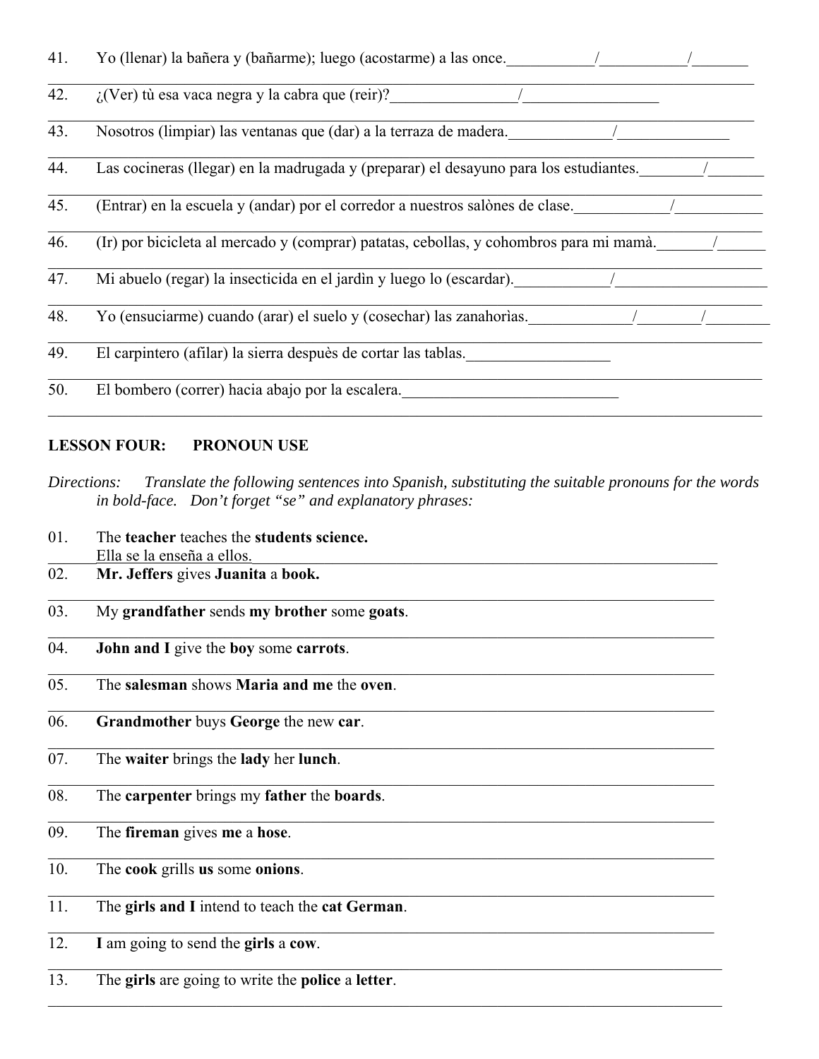41. Yo (llenar) la bañera y (bañarme); luego (acostarme) a las once.___________/___________/_______

42. ¿(Ver) tù esa vaca negra y la cabra que (reir)?________________/_________________

43. Nosotros (limpiar) las ventanas que (dar) a la terraza de madera._____________/______________

44. Las cocineras (llegar) en la madrugada y (preparar) el desayuno para los estudiantes.________/_______

45. (Entrar) en la escuela y (andar) por el corredor a nuestros salònes de clase.____________/___________

46. (Ir) por bicicleta al mercado y (comprar) patatas, cebollas, y cohombros para mi mamà._______/______

47. Mi abuelo (regar) la insecticida en el jardìn y luego lo (escardar).____________/___________________

48. Yo (ensuciarme) cuando (arar) el suelo y (cosechar) las zanahorias.____________/________/________

49. El carpintero (afilar) la sierra despuès de cortar las tablas.__________________

50. El bombero (correr) hacia abajo por la escalera.____________________________

**LESSON FOUR: PRONOUN USE**

*Directions: Translate the following sentences into Spanish, substituting the suitable pronouns for the words in bold-face. Don't forget "se" and explanatory phrases:*

01. The **teacher** teaches the **students science.**
    Ella se la enseña a ellos.

02. **Mr. Jeffers** gives **Juanita** a **book.**

03. My **grandfather** sends **my brother** some **goats**.

04. **John and I** give the **boy** some **carrots**.

05. The **salesman** shows **Maria and me** the **oven**.

06. **Grandmother** buys **George** the new **car**.

07. The **waiter** brings the **lady** her **lunch**.

08. The **carpenter** brings my **father** the **boards**.

09. The **fireman** gives **me** a **hose**.

10. The **cook** grills **us** some **onions**.

11. The **girls and I** intend to teach the **cat German**.

12. **I** am going to send the **girls** a **cow**.

13. The **girls** are going to write the **police** a **letter**.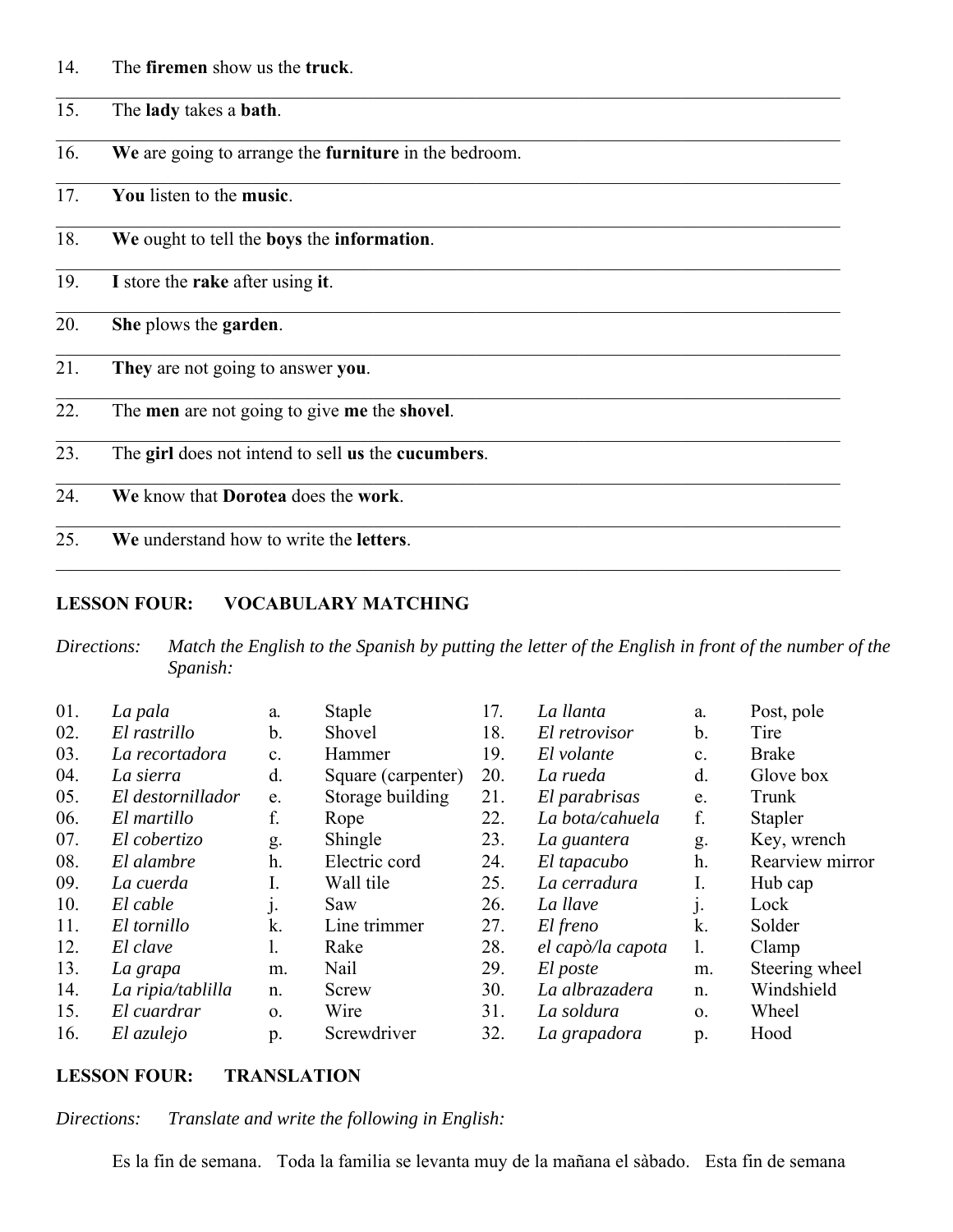14. The **firemen** show us the **truck**.

15. The **lady** takes a **bath**.

16. **We** are going to arrange the **furniture** in the bedroom.

17. **You** listen to the **music**.

18. **We** ought to tell the **boys** the **information**.

19. **I** store the **rake** after using **it**.

20. **She** plows the **garden**.

21. **They** are not going to answer **you**.

22. The **men** are not going to give **me** the **shovel**.

23. The **girl** does not intend to sell **us** the **cucumbers**.

24. **We** know that **Dorotea** does the **work**.

25. **We** understand how to write the **letters**.

**LESSON FOUR: VOCABULARY MATCHING**

*Directions: Match the English to the Spanish by putting the letter of the English in front of the number of the Spanish:*

| | | | | | | | |
|---|---|---|---|---|---|---|---|
| 01. | *La pala* | a. | Staple | 17. | *La llanta* | a. | Post, pole |
| 02. | *El rastrillo* | b. | Shovel | 18. | *El retrovisor* | b. | Tire |
| 03. | *La recortadora* | c. | Hammer | 19. | *El volante* | c. | Brake |
| 04. | *La sierra* | d. | Square (carpenter) | 20. | *La rueda* | d. | Glove box |
| 05. | *El destornillador* | e. | Storage building | 21. | *El parabrisas* | e. | Trunk |
| 06. | *El martillo* | f. | Rope | 22. | *La bota/cahuela* | f. | Stapler |
| 07. | *El cobertizo* | g. | Shingle | 23. | *La guantera* | g. | Key, wrench |
| 08. | *El alambre* | h. | Electric cord | 24. | *El tapacubo* | h. | Rearview mirror |
| 09. | *La cuerda* | I. | Wall tile | 25. | *La cerradura* | I. | Hub cap |
| 10. | *El cable* | j. | Saw | 26. | *La llave* | j. | Lock |
| 11. | *El tornillo* | k. | Line trimmer | 27. | *El freno* | k. | Solder |
| 12. | *El clave* | l. | Rake | 28. | *el capò/la capota* | l. | Clamp |
| 13. | *La grapa* | m. | Nail | 29. | *El poste* | m. | Steering wheel |
| 14. | *La ripia/tablilla* | n. | Screw | 30. | *La albrazadera* | n. | Windshield |
| 15. | *El cuardrar* | o. | Wire | 31. | *La soldura* | o. | Wheel |
| 16. | *El azulejo* | p. | Screwdriver | 32. | *La grapadora* | p. | Hood |

**LESSON FOUR: TRANSLATION**

*Directions: Translate and write the following in English:*

Es la fin de semana. Toda la familia se levanta muy de la mañana el sàbado. Esta fin de semana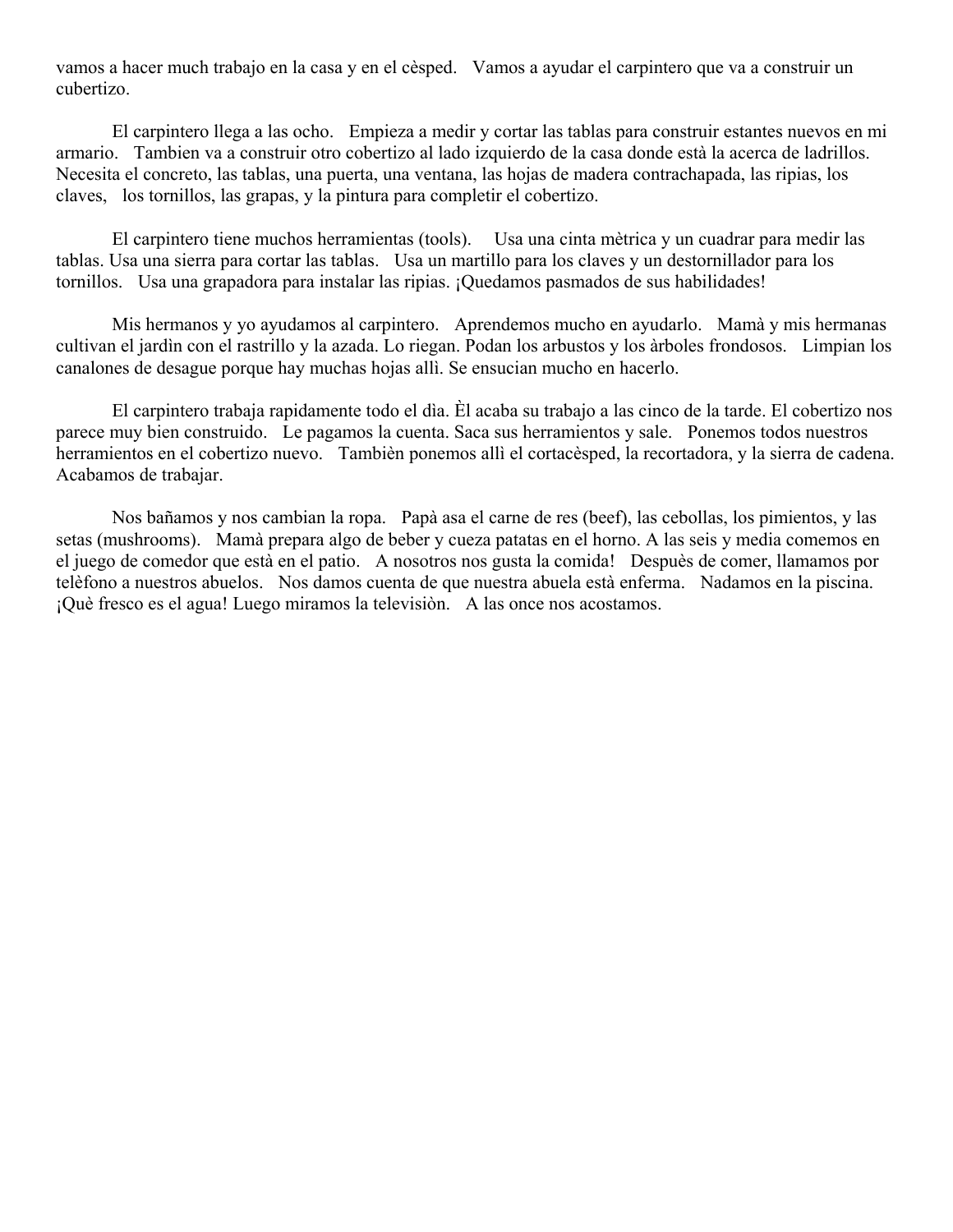vamos a hacer much trabajo en la casa y en el cèsped. Vamos a ayudar el carpintero que va a construir un cubertizo.

El carpintero llega a las ocho. Empieza a medir y cortar las tablas para construir estantes nuevos en mi armario. Tambien va a construir otro cobertizo al lado izquierdo de la casa donde està la acerca de ladrillos. Necesita el concreto, las tablas, una puerta, una ventana, las hojas de madera contrachapada, las ripias, los claves, los tornillos, las grapas, y la pintura para completir el cobertizo.

El carpintero tiene muchos herramientas (tools). Usa una cinta mètrica y un cuadrar para medir las tablas. Usa una sierra para cortar las tablas. Usa un martillo para los claves y un destornillador para los tornillos. Usa una grapadora para instalar las ripias. ¡Quedamos pasmados de sus habilidades!

Mis hermanos y yo ayudamos al carpintero. Aprendemos mucho en ayudarlo. Mamà y mis hermanas cultivan el jardìn con el rastrillo y la azada. Lo riegan. Podan los arbustos y los àrboles frondosos. Limpian los canalones de desague porque hay muchas hojas allì. Se ensucian mucho en hacerlo.

El carpintero trabaja rapidamente todo el dìa. Èl acaba su trabajo a las cinco de la tarde. El cobertizo nos parece muy bien construido. Le pagamos la cuenta. Saca sus herramientos y sale. Ponemos todos nuestros herramientos en el cobertizo nuevo. Tambièn ponemos allì el cortacèsped, la recortadora, y la sierra de cadena. Acabamos de trabajar.

Nos bañamos y nos cambian la ropa. Papà asa el carne de res (beef), las cebollas, los pimientos, y las setas (mushrooms). Mamà prepara algo de beber y cueza patatas en el horno. A las seis y media comemos en el juego de comedor que està en el patio. A nosotros nos gusta la comida! Despuès de comer, llamamos por telèfono a nuestros abuelos. Nos damos cuenta de que nuestra abuela està enferma. Nadamos en la piscina. ¡Què fresco es el agua! Luego miramos la televisiòn. A las once nos acostamos.